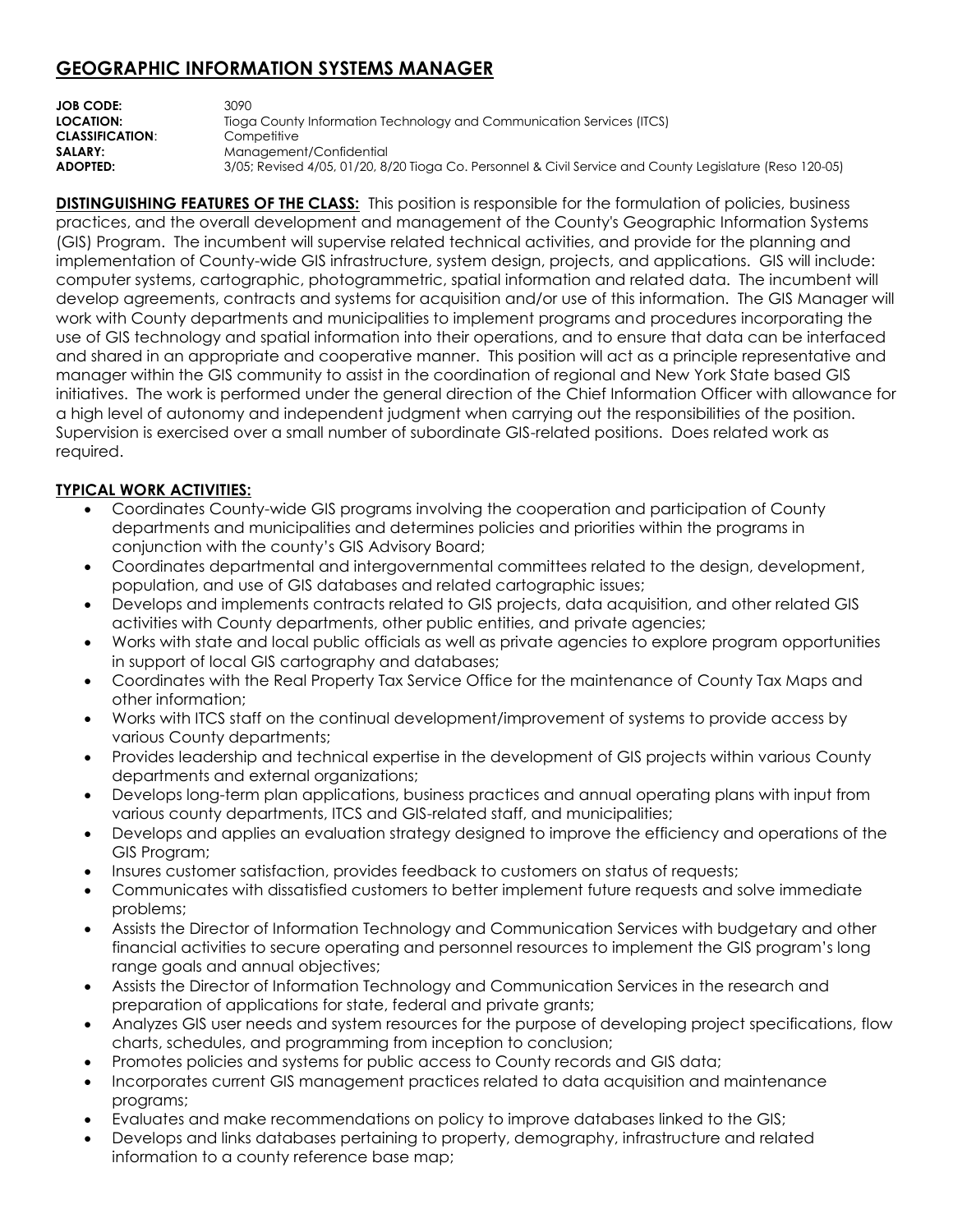# GEOGRAPHIC INFORMATION SYSTEMS MANAGER

**JOB CODE:** 3090
**LOCATION:** Tioga County Information Technology and Communication Services (ITCS)
**CLASSIFICATION**: Competitive
**SALARY:** Management/Confidential
**ADOPTED:** 3/05; Revised 4/05, 01/20, 8/20 Tioga Co. Personnel & Civil Service and County Legislature (Reso 120-05)

**DISTINGUISHING FEATURES OF THE CLASS:** This position is responsible for the formulation of policies, business practices, and the overall development and management of the County's Geographic Information Systems (GIS) Program. The incumbent will supervise related technical activities, and provide for the planning and implementation of County-wide GIS infrastructure, system design, projects, and applications. GIS will include: computer systems, cartographic, photogrammetric, spatial information and related data. The incumbent will develop agreements, contracts and systems for acquisition and/or use of this information. The GIS Manager will work with County departments and municipalities to implement programs and procedures incorporating the use of GIS technology and spatial information into their operations, and to ensure that data can be interfaced and shared in an appropriate and cooperative manner. This position will act as a principle representative and manager within the GIS community to assist in the coordination of regional and New York State based GIS initiatives. The work is performed under the general direction of the Chief Information Officer with allowance for a high level of autonomy and independent judgment when carrying out the responsibilities of the position. Supervision is exercised over a small number of subordinate GIS-related positions. Does related work as required.

**TYPICAL WORK ACTIVITIES:**

- Coordinates County-wide GIS programs involving the cooperation and participation of County departments and municipalities and determines policies and priorities within the programs in conjunction with the county's GIS Advisory Board;
- Coordinates departmental and intergovernmental committees related to the design, development, population, and use of GIS databases and related cartographic issues;
- Develops and implements contracts related to GIS projects, data acquisition, and other related GIS activities with County departments, other public entities, and private agencies;
- Works with state and local public officials as well as private agencies to explore program opportunities in support of local GIS cartography and databases;
- Coordinates with the Real Property Tax Service Office for the maintenance of County Tax Maps and other information;
- Works with ITCS staff on the continual development/improvement of systems to provide access by various County departments;
- Provides leadership and technical expertise in the development of GIS projects within various County departments and external organizations;
- Develops long-term plan applications, business practices and annual operating plans with input from various county departments, ITCS and GIS-related staff, and municipalities;
- Develops and applies an evaluation strategy designed to improve the efficiency and operations of the GIS Program;
- Insures customer satisfaction, provides feedback to customers on status of requests;
- Communicates with dissatisfied customers to better implement future requests and solve immediate problems;
- Assists the Director of Information Technology and Communication Services with budgetary and other financial activities to secure operating and personnel resources to implement the GIS program's long range goals and annual objectives;
- Assists the Director of Information Technology and Communication Services in the research and preparation of applications for state, federal and private grants;
- Analyzes GIS user needs and system resources for the purpose of developing project specifications, flow charts, schedules, and programming from inception to conclusion;
- Promotes policies and systems for public access to County records and GIS data;
- Incorporates current GIS management practices related to data acquisition and maintenance programs;
- Evaluates and make recommendations on policy to improve databases linked to the GIS;
- Develops and links databases pertaining to property, demography, infrastructure and related information to a county reference base map;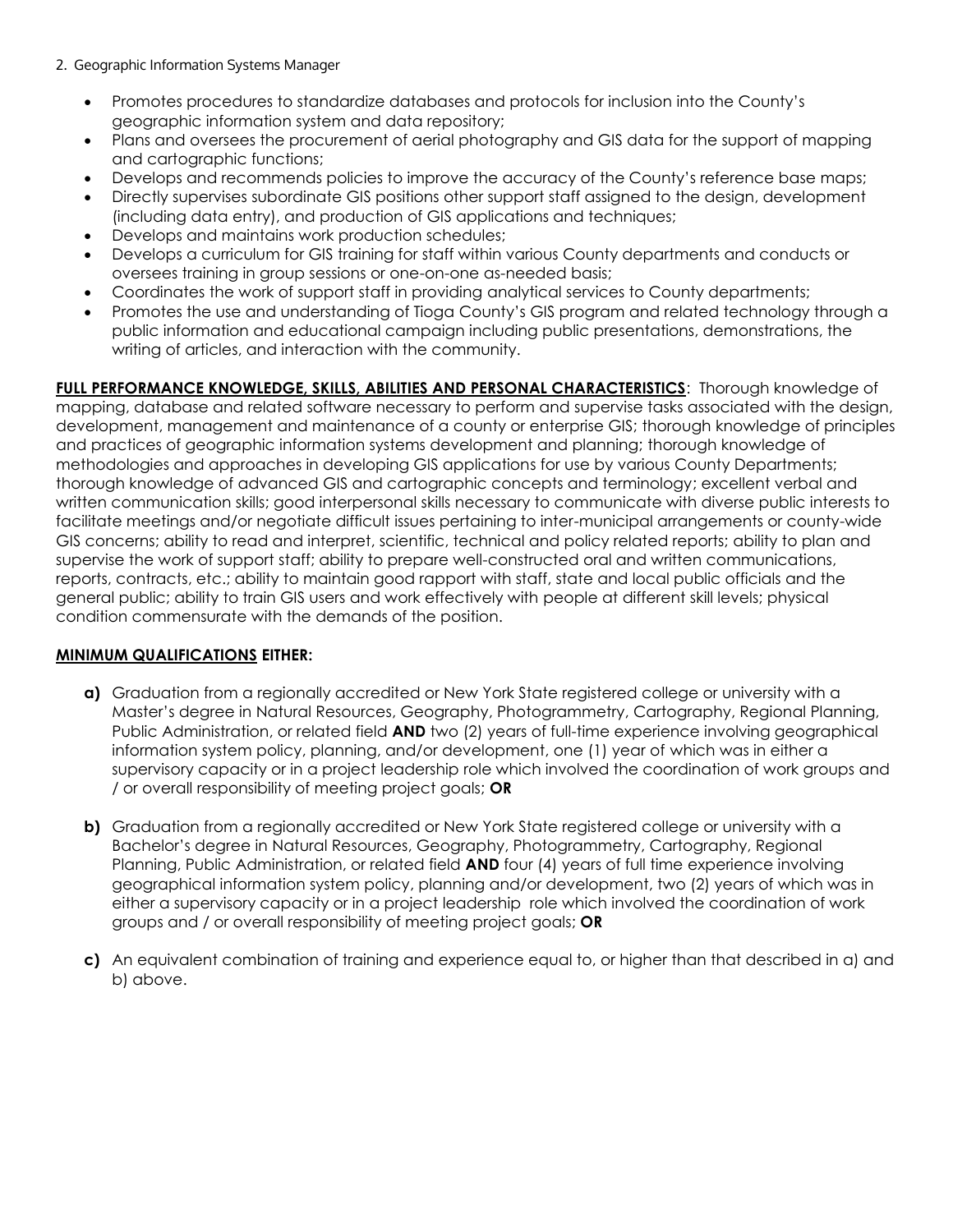2. Geographic Information Systems Manager

- Promotes procedures to standardize databases and protocols for inclusion into the County's geographic information system and data repository;
- Plans and oversees the procurement of aerial photography and GIS data for the support of mapping and cartographic functions;
- Develops and recommends policies to improve the accuracy of the County's reference base maps;
- Directly supervises subordinate GIS positions other support staff assigned to the design, development (including data entry), and production of GIS applications and techniques;
- Develops and maintains work production schedules;
- Develops a curriculum for GIS training for staff within various County departments and conducts or oversees training in group sessions or one-on-one as-needed basis;
- Coordinates the work of support staff in providing analytical services to County departments;
- Promotes the use and understanding of Tioga County's GIS program and related technology through a public information and educational campaign including public presentations, demonstrations, the writing of articles, and interaction with the community.

**FULL PERFORMANCE KNOWLEDGE, SKILLS, ABILITIES AND PERSONAL CHARACTERISTICS**: Thorough knowledge of mapping, database and related software necessary to perform and supervise tasks associated with the design, development, management and maintenance of a county or enterprise GIS; thorough knowledge of principles and practices of geographic information systems development and planning; thorough knowledge of methodologies and approaches in developing GIS applications for use by various County Departments; thorough knowledge of advanced GIS and cartographic concepts and terminology; excellent verbal and written communication skills; good interpersonal skills necessary to communicate with diverse public interests to facilitate meetings and/or negotiate difficult issues pertaining to inter-municipal arrangements or county-wide GIS concerns; ability to read and interpret, scientific, technical and policy related reports; ability to plan and supervise the work of support staff; ability to prepare well-constructed oral and written communications, reports, contracts, etc.; ability to maintain good rapport with staff, state and local public officials and the general public; ability to train GIS users and work effectively with people at different skill levels; physical condition commensurate with the demands of the position.

**MINIMUM QUALIFICATIONS EITHER:**

**a)** Graduation from a regionally accredited or New York State registered college or university with a Master's degree in Natural Resources, Geography, Photogrammetry, Cartography, Regional Planning, Public Administration, or related field **AND** two (2) years of full-time experience involving geographical information system policy, planning, and/or development, one (1) year of which was in either a supervisory capacity or in a project leadership role which involved the coordination of work groups and / or overall responsibility of meeting project goals; **OR**

**b)** Graduation from a regionally accredited or New York State registered college or university with a Bachelor's degree in Natural Resources, Geography, Photogrammetry, Cartography, Regional Planning, Public Administration, or related field **AND** four (4) years of full time experience involving geographical information system policy, planning and/or development, two (2) years of which was in either a supervisory capacity or in a project leadership role which involved the coordination of work groups and / or overall responsibility of meeting project goals; **OR**

**c)** An equivalent combination of training and experience equal to, or higher than that described in a) and b) above.